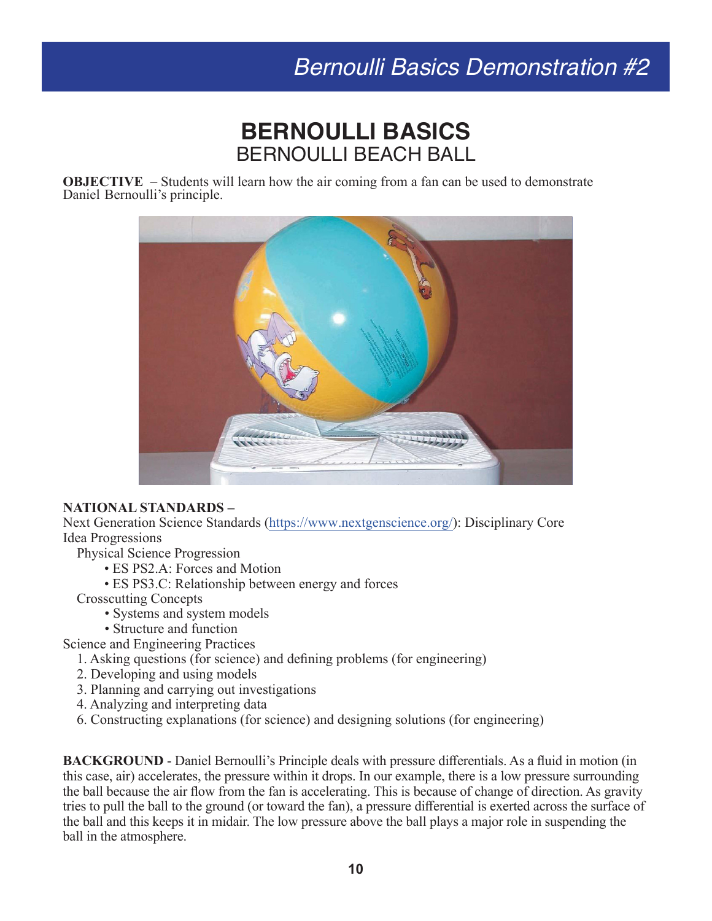# BERNOULLI BASICS

## BERNOULLI BEACH BALL

**OBJECTIVE** – Students will learn how the air coming from a fan can be used to demonstrate Daniel Bernoulli's principle.

**NATIONAL STANDARDS –**

Next Generation Science Standards (https://www.nextgenscience.org/): Disciplinary Core Idea Progressions

- Physical Science Progression
  - ES PS2.A: Forces and Motion
  - ES PS3.C: Relationship between energy and forces
- Crosscutting Concepts
  - Systems and system models
  - Structure and function

Science and Engineering Practices

1. Asking questions (for science) and defining problems (for engineering)
2. Developing and using models
3. Planning and carrying out investigations
4. Analyzing and interpreting data
6. Constructing explanations (for science) and designing solutions (for engineering)

**BACKGROUND** - Daniel Bernoulli's Principle deals with pressure differentials. As a fluid in motion (in this case, air) accelerates, the pressure within it drops. In our example, there is a low pressure surrounding the ball because the air flow from the fan is accelerating. This is because of change of direction. As gravity tries to pull the ball to the ground (or toward the fan), a pressure differential is exerted across the surface of the ball and this keeps it in midair. The low pressure above the ball plays a major role in suspending the ball in the atmosphere.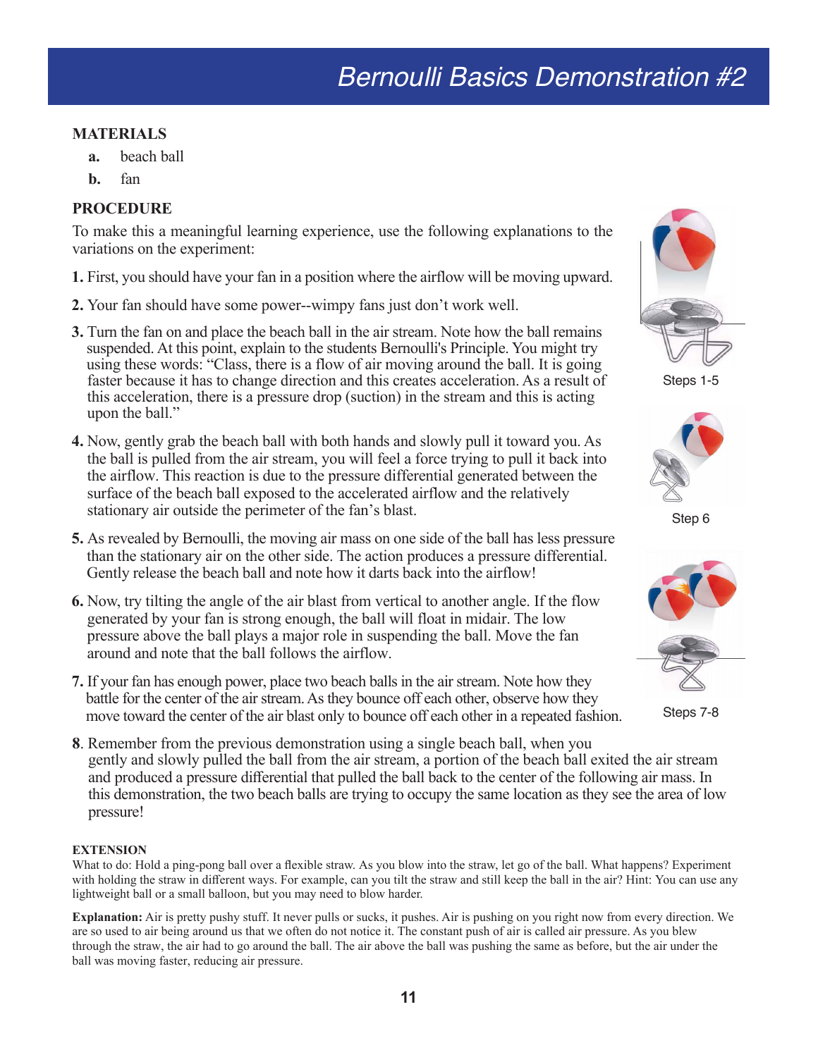# Bernoulli Basics Demonstration #2

## MATERIALS

- **a.** beach ball
- **b.** fan

## PROCEDURE

To make this a meaningful learning experience, use the following explanations to the variations on the experiment:

**1.** First, you should have your fan in a position where the airflow will be moving upward.

**2.** Your fan should have some power--wimpy fans just don't work well.

**3.** Turn the fan on and place the beach ball in the air stream. Note how the ball remains suspended. At this point, explain to the students Bernoulli's Principle. You might try using these words: "Class, there is a flow of air moving around the ball. It is going faster because it has to change direction and this creates acceleration. As a result of this acceleration, there is a pressure drop (suction) in the stream and this is acting upon the ball."

Steps 1-5

**4.** Now, gently grab the beach ball with both hands and slowly pull it toward you. As the ball is pulled from the air stream, you will feel a force trying to pull it back into the airflow. This reaction is due to the pressure differential generated between the surface of the beach ball exposed to the accelerated airflow and the relatively stationary air outside the perimeter of the fan's blast.

**5.** As revealed by Bernoulli, the moving air mass on one side of the ball has less pressure than the stationary air on the other side. The action produces a pressure differential. Gently release the beach ball and note how it darts back into the airflow!

Step 6

**6.** Now, try tilting the angle of the air blast from vertical to another angle. If the flow generated by your fan is strong enough, the ball will float in midair. The low pressure above the ball plays a major role in suspending the ball. Move the fan around and note that the ball follows the airflow.

**7.** If your fan has enough power, place two beach balls in the air stream. Note how they battle for the center of the air stream. As they bounce off each other, observe how they move toward the center of the air blast only to bounce off each other in a repeated fashion.

Steps 7-8

**8**. Remember from the previous demonstration using a single beach ball, when you gently and slowly pulled the ball from the air stream, a portion of the beach ball exited the air stream and produced a pressure differential that pulled the ball back to the center of the following air mass. In this demonstration, the two beach balls are trying to occupy the same location as they see the area of low pressure!

### EXTENSION

What to do: Hold a ping-pong ball over a flexible straw. As you blow into the straw, let go of the ball. What happens? Experiment with holding the straw in different ways. For example, can you tilt the straw and still keep the ball in the air? Hint: You can use any lightweight ball or a small balloon, but you may need to blow harder.

**Explanation:** Air is pretty pushy stuff. It never pulls or sucks, it pushes. Air is pushing on you right now from every direction. We are so used to air being around us that we often do not notice it. The constant push of air is called air pressure. As you blew through the straw, the air had to go around the ball. The air above the ball was pushing the same as before, but the air under the ball was moving faster, reducing air pressure.